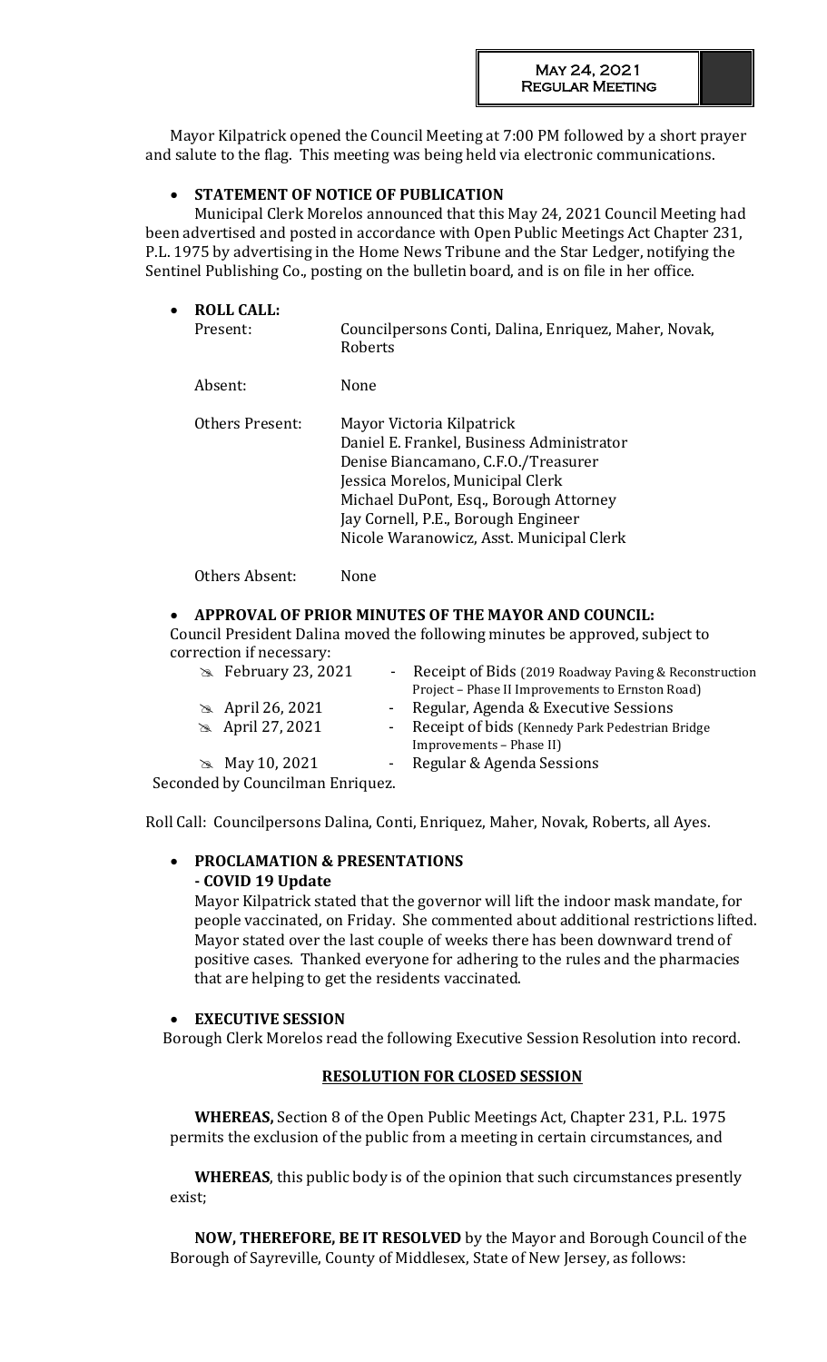May 24, 2021
Regular Meeting

Mayor Kilpatrick opened the Council Meeting at 7:00 PM followed by a short prayer and salute to the flag. This meeting was being held via electronic communications.

- **STATEMENT OF NOTICE OF PUBLICATION**

Municipal Clerk Morelos announced that this May 24, 2021 Council Meeting had been advertised and posted in accordance with Open Public Meetings Act Chapter 231, P.L. 1975 by advertising in the Home News Tribune and the Star Ledger, notifying the Sentinel Publishing Co., posting on the bulletin board, and is on file in her office.

- **ROLL CALL:**

Present: Councilpersons Conti, Dalina, Enriquez, Maher, Novak, Roberts

Absent: None

Others Present: Mayor Victoria Kilpatrick
Daniel E. Frankel, Business Administrator
Denise Biancamano, C.F.O./Treasurer
Jessica Morelos, Municipal Clerk
Michael DuPont, Esq., Borough Attorney
Jay Cornell, P.E., Borough Engineer
Nicole Waranowicz, Asst. Municipal Clerk

Others Absent: None

- **APPROVAL OF PRIOR MINUTES OF THE MAYOR AND COUNCIL:**

Council President Dalina moved the following minutes be approved, subject to correction if necessary:

- February 23, 2021 - Receipt of Bids (2019 Roadway Paving & Reconstruction Project – Phase II Improvements to Ernston Road)
- April 26, 2021 - Regular, Agenda & Executive Sessions
- April 27, 2021 - Receipt of bids (Kennedy Park Pedestrian Bridge Improvements – Phase II)
- May 10, 2021 - Regular & Agenda Sessions

Seconded by Councilman Enriquez.

Roll Call: Councilpersons Dalina, Conti, Enriquez, Maher, Novak, Roberts, all Ayes.

- **PROCLAMATION & PRESENTATIONS**
  **- COVID 19 Update**

Mayor Kilpatrick stated that the governor will lift the indoor mask mandate, for people vaccinated, on Friday. She commented about additional restrictions lifted. Mayor stated over the last couple of weeks there has been downward trend of positive cases. Thanked everyone for adhering to the rules and the pharmacies that are helping to get the residents vaccinated.

- **EXECUTIVE SESSION**

Borough Clerk Morelos read the following Executive Session Resolution into record.

**RESOLUTION FOR CLOSED SESSION**

**WHEREAS,** Section 8 of the Open Public Meetings Act, Chapter 231, P.L. 1975 permits the exclusion of the public from a meeting in certain circumstances, and

**WHEREAS**, this public body is of the opinion that such circumstances presently exist;

**NOW, THEREFORE, BE IT RESOLVED** by the Mayor and Borough Council of the Borough of Sayreville, County of Middlesex, State of New Jersey, as follows: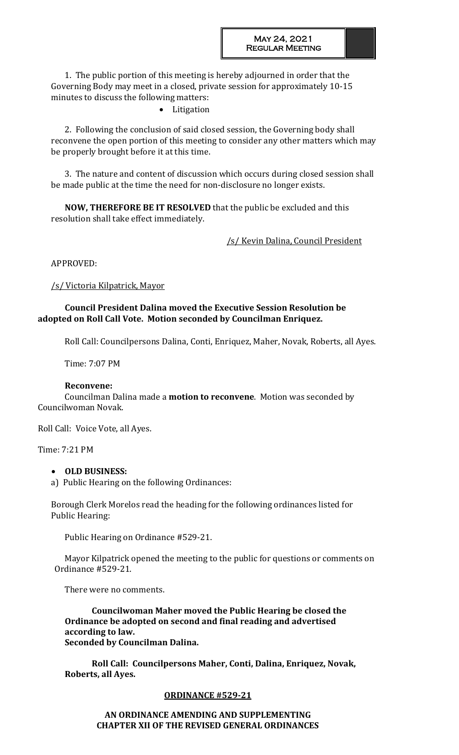1. The public portion of this meeting is hereby adjourned in order that the Governing Body may meet in a closed, private session for approximately 10-15 minutes to discuss the following matters:

- Litigation

2. Following the conclusion of said closed session, the Governing body shall reconvene the open portion of this meeting to consider any other matters which may be properly brought before it at this time.

3. The nature and content of discussion which occurs during closed session shall be made public at the time the need for non-disclosure no longer exists.

**NOW, THEREFORE BE IT RESOLVED** that the public be excluded and this resolution shall take effect immediately.

/s/ Kevin Dalina, Council President

APPROVED:

/s/ Victoria Kilpatrick, Mayor

**Council President Dalina moved the Executive Session Resolution be adopted on Roll Call Vote. Motion seconded by Councilman Enriquez.**

Roll Call: Councilpersons Dalina, Conti, Enriquez, Maher, Novak, Roberts, all Ayes.

Time: 7:07 PM

**Reconvene:**

Councilman Dalina made a **motion to reconvene**. Motion was seconded by Councilwoman Novak.

Roll Call: Voice Vote, all Ayes.

Time: 7:21 PM

- **OLD BUSINESS:**

a) Public Hearing on the following Ordinances:

Borough Clerk Morelos read the heading for the following ordinances listed for Public Hearing:

Public Hearing on Ordinance #529-21.

Mayor Kilpatrick opened the meeting to the public for questions or comments on Ordinance #529-21.

There were no comments.

**Councilwoman Maher moved the Public Hearing be closed the Ordinance be adopted on second and final reading and advertised according to law.**
**Seconded by Councilman Dalina.**

**Roll Call: Councilpersons Maher, Conti, Dalina, Enriquez, Novak, Roberts, all Ayes.**

**ORDINANCE #529-21**

**AN ORDINANCE AMENDING AND SUPPLEMENTING CHAPTER XII OF THE REVISED GENERAL ORDINANCES**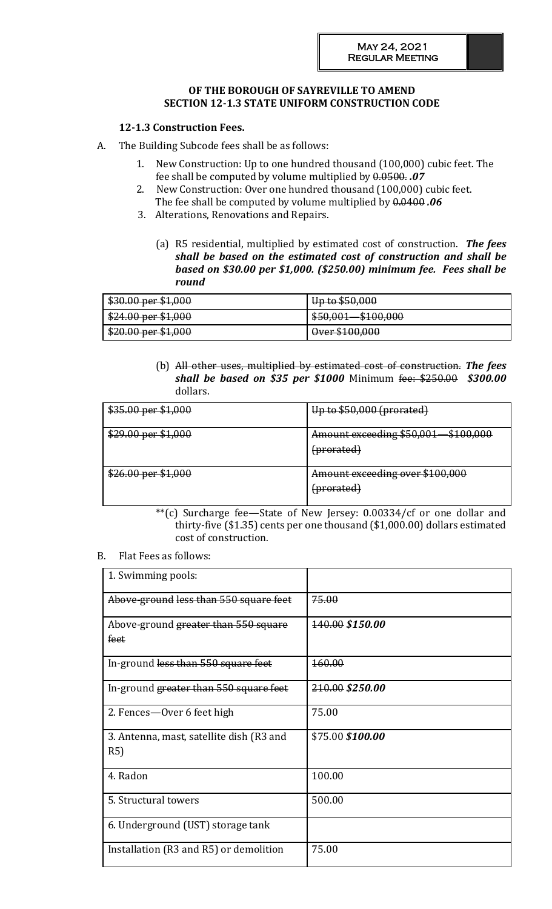**OF THE BOROUGH OF SAYREVILLE TO AMEND SECTION 12-1.3 STATE UNIFORM CONSTRUCTION CODE**

**12-1.3 Construction Fees.**

A. The Building Subcode fees shall be as follows:

1. New Construction: Up to one hundred thousand (100,000) cubic feet. The fee shall be computed by volume multiplied by ~~0.0500.~~ ***.07***
2. New Construction: Over one hundred thousand (100,000) cubic feet. The fee shall be computed by volume multiplied by ~~0.0400~~ ***.06***
3. Alterations, Renovations and Repairs.

(a) R5 residential, multiplied by estimated cost of construction. ***The fees shall be based on the estimated cost of construction and shall be based on $30.00 per $1,000. ($250.00) minimum fee. Fees shall be round***

| ~~$30.00 per $1,000~~ | ~~Up to $50,000~~ |
|---|---|
| ~~$24.00 per $1,000~~ | ~~$50,001—$100,000~~ |
| ~~$20.00 per $1,000~~ | ~~Over $100,000~~ |

(b) ~~All other uses, multiplied by estimated cost of construction.~~ ***The fees shall be based on $35 per $1000*** Minimum ~~fee: $250.00~~ ***$300.00*** dollars.

| ~~$35.00 per $1,000~~ | ~~Up to $50,000 (prorated)~~ |
|---|---|
| ~~$29.00 per $1,000~~ | ~~Amount exceeding $50,001—$100,000 (prorated)~~ |
| ~~$26.00 per $1,000~~ | ~~Amount exceeding over $100,000 (prorated)~~ |

**(c) Surcharge fee—State of New Jersey: 0.00334/cf or one dollar and thirty-five ($1.35) cents per one thousand ($1,000.00) dollars estimated cost of construction.

B. Flat Fees as follows:

| 1. Swimming pools: | |
|---|---|
| ~~Above-ground less than 550 square feet~~ | ~~75.00~~ |
| Above-ground ~~greater than 550 square feet~~ | ~~140.00~~ ***$150.00*** |
| In-ground ~~less than 550 square feet~~ | ~~160.00~~ |
| In-ground ~~greater than 550 square feet~~ | ~~210.00~~ ***$250.00*** |
| 2. Fences—Over 6 feet high | 75.00 |
| 3. Antenna, mast, satellite dish (R3 and R5) | $75.00 ***$100.00*** |
| 4. Radon | 100.00 |
| 5. Structural towers | 500.00 |
| 6. Underground (UST) storage tank | |
| Installation (R3 and R5) or demolition | 75.00 |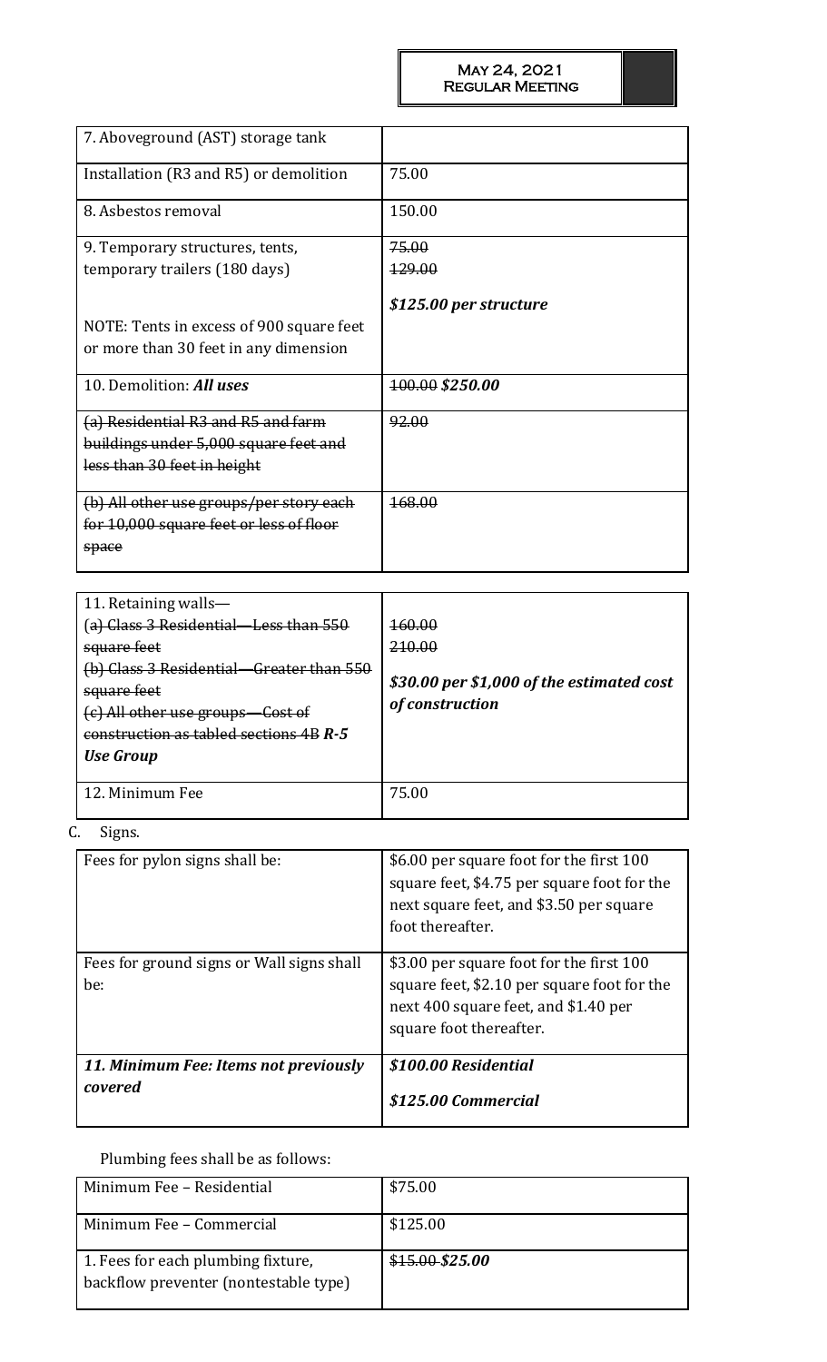| 7. Aboveground (AST) storage tank | |
|---|---|
| Installation (R3 and R5) or demolition | 75.00 |
| 8. Asbestos removal | 150.00 |
| 9. Temporary structures, tents, temporary trailers (180 days)<br><br>NOTE: Tents in excess of 900 square feet or more than 30 feet in any dimension | ~~75.00~~<br>~~129.00~~<br><br>***$125.00 per structure*** |
| 10. Demolition: ***All uses*** | ~~100.00~~ ***$250.00*** |
| ~~(a) Residential R3 and R5 and farm buildings under 5,000 square feet and less than 30 feet in height~~ | ~~92.00~~ |
| ~~(b) All other use groups/per story each for 10,000 square feet or less of floor space~~ | ~~168.00~~ |

| 11. Retaining walls—<br>~~(a) Class 3 Residential—Less than 550 square feet~~<br>~~(b) Class 3 Residential—Greater than 550 square feet~~<br>~~(c) All other use groups—Cost of construction as tabled sections 4B~~ ***R-5 Use Group*** | ~~160.00~~<br>~~210.00~~<br><br>***$30.00 per $1,000 of the estimated cost of construction*** |
|---|---|
| 12. Minimum Fee | 75.00 |

C. Signs.

| Fees for pylon signs shall be: | $6.00 per square foot for the first 100 square feet, $4.75 per square foot for the next square feet, and $3.50 per square foot thereafter. |
|---|---|
| Fees for ground signs or Wall signs shall be: | $3.00 per square foot for the first 100 square feet, $2.10 per square foot for the next 400 square feet, and $1.40 per square foot thereafter. |
| ***11. Minimum Fee: Items not previously covered*** | ***$100.00 Residential***<br><br>***$125.00 Commercial*** |

Plumbing fees shall be as follows:

| Minimum Fee – Residential | $75.00 |
|---|---|
| Minimum Fee – Commercial | $125.00 |
| 1. Fees for each plumbing fixture, backflow preventer (nontestable type) | ~~$15.00~~ ***$25.00*** |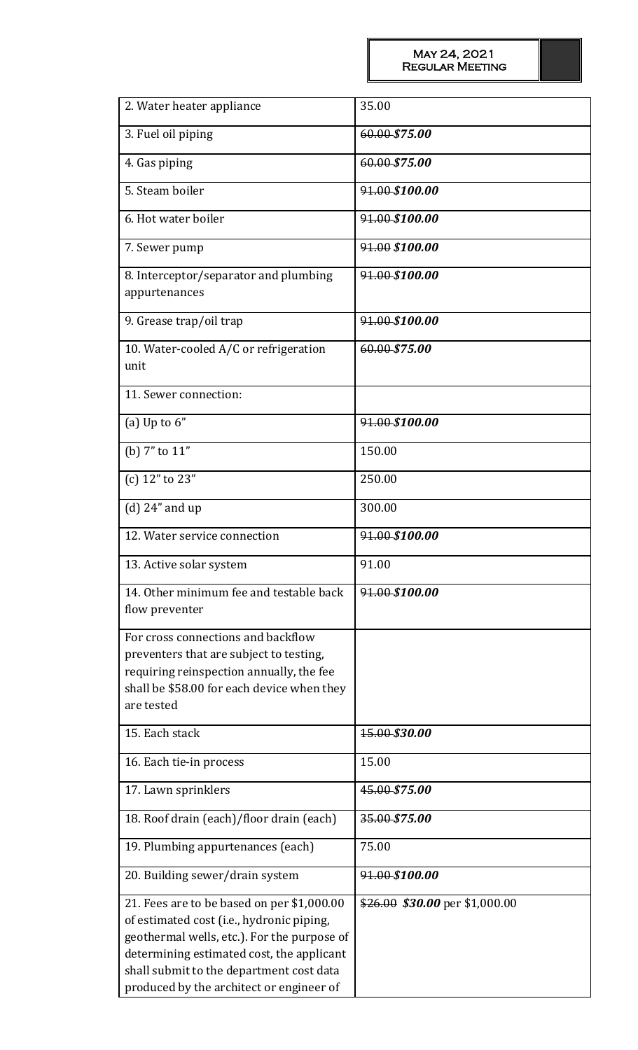| | |
|---|---|
| 2. Water heater appliance | 35.00 |
| 3. Fuel oil piping | ~~60.00~~ ***$75.00*** |
| 4. Gas piping | ~~60.00~~ ***$75.00*** |
| 5. Steam boiler | ~~91.00~~ ***$100.00*** |
| 6. Hot water boiler | ~~91.00~~ ***$100.00*** |
| 7. Sewer pump | ~~91.00~~ ***$100.00*** |
| 8. Interceptor/separator and plumbing appurtenances | ~~91.00~~ ***$100.00*** |
| 9. Grease trap/oil trap | ~~91.00~~ ***$100.00*** |
| 10. Water-cooled A/C or refrigeration unit | ~~60.00~~ ***$75.00*** |
| 11. Sewer connection: | |
| (a) Up to 6" | ~~91.00~~ ***$100.00*** |
| (b) 7" to 11" | 150.00 |
| (c) 12" to 23" | 250.00 |
| (d) 24" and up | 300.00 |
| 12. Water service connection | ~~91.00~~ ***$100.00*** |
| 13. Active solar system | 91.00 |
| 14. Other minimum fee and testable back flow preventer | ~~91.00~~ ***$100.00*** |
| For cross connections and backflow preventers that are subject to testing, requiring reinspection annually, the fee shall be $58.00 for each device when they are tested | |
| 15. Each stack | ~~15.00~~ ***$30.00*** |
| 16. Each tie-in process | 15.00 |
| 17. Lawn sprinklers | ~~45.00~~ ***$75.00*** |
| 18. Roof drain (each)/floor drain (each) | ~~35.00~~ ***$75.00*** |
| 19. Plumbing appurtenances (each) | 75.00 |
| 20. Building sewer/drain system | ~~91.00~~ ***$100.00*** |
| 21. Fees are to be based on per $1,000.00 of estimated cost (i.e., hydronic piping, geothermal wells, etc.). For the purpose of determining estimated cost, the applicant shall submit to the department cost data produced by the architect or engineer of | ~~$26.00~~ ***$30.00*** per $1,000.00 |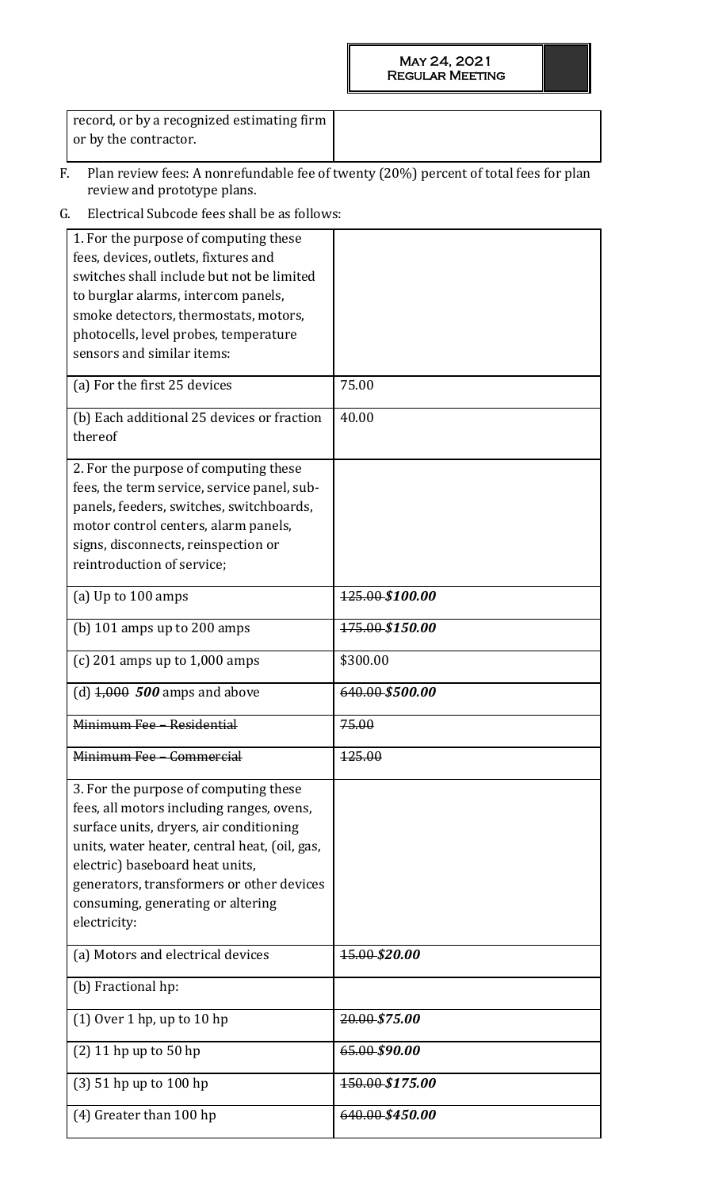| record, or by a recognized estimating firm or by the contractor. | |
|---|---|

F. Plan review fees: A nonrefundable fee of twenty (20%) percent of total fees for plan review and prototype plans.

G. Electrical Subcode fees shall be as follows:

| 1. For the purpose of computing these fees, devices, outlets, fixtures and switches shall include but not be limited to burglar alarms, intercom panels, smoke detectors, thermostats, motors, photocells, level probes, temperature sensors and similar items: | |
|---|---|
| (a) For the first 25 devices | 75.00 |
| (b) Each additional 25 devices or fraction thereof | 40.00 |
| 2. For the purpose of computing these fees, the term service, service panel, sub-panels, feeders, switches, switchboards, motor control centers, alarm panels, signs, disconnects, reinspection or reintroduction of service; | |
| (a) Up to 100 amps | ~~125.00~~ ***$100.00*** |
| (b) 101 amps up to 200 amps | ~~175.00~~ ***$150.00*** |
| (c) 201 amps up to 1,000 amps | $300.00 |
| (d) ~~1,000~~ ***500*** amps and above | ~~640.00~~ ***$500.00*** |
| ~~Minimum Fee – Residential~~ | ~~75.00~~ |
| ~~Minimum Fee – Commercial~~ | ~~125.00~~ |
| 3. For the purpose of computing these fees, all motors including ranges, ovens, surface units, dryers, air conditioning units, water heater, central heat, (oil, gas, electric) baseboard heat units, generators, transformers or other devices consuming, generating or altering electricity: | |
| (a) Motors and electrical devices | ~~15.00~~ ***$20.00*** |
| (b) Fractional hp: | |
| (1) Over 1 hp, up to 10 hp | ~~20.00~~ ***$75.00*** |
| (2) 11 hp up to 50 hp | ~~65.00~~ ***$90.00*** |
| (3) 51 hp up to 100 hp | ~~150.00~~ ***$175.00*** |
| (4) Greater than 100 hp | ~~640.00~~ ***$450.00*** |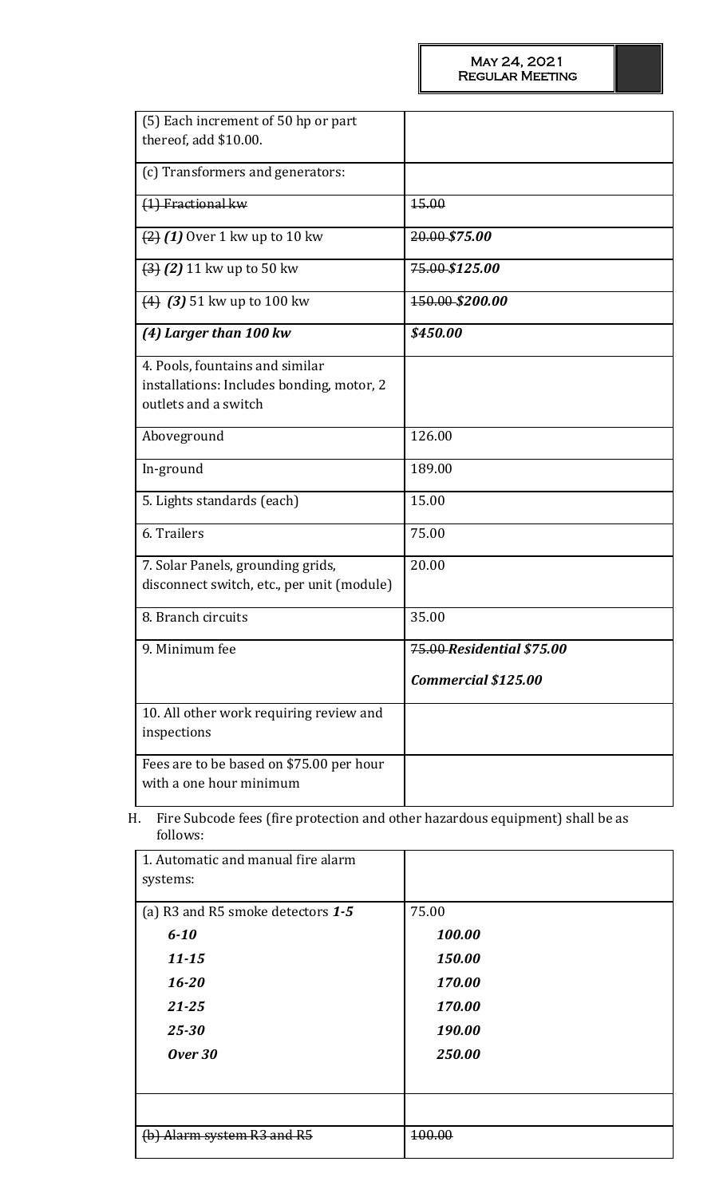| | |
|---|---|
| (5) Each increment of 50 hp or part thereof, add $10.00. | |
| (c) Transformers and generators: | |
| ~~(1) Fractional kw~~ | ~~15.00~~ |
| ~~(2)~~ ***(1)*** Over 1 kw up to 10 kw | ~~20.00~~ ***$75.00*** |
| ~~(3)~~ ***(2)*** 11 kw up to 50 kw | ~~75.00~~ ***$125.00*** |
| ~~(4)~~ ***(3)*** 51 kw up to 100 kw | ~~150.00~~ ***$200.00*** |
| ***(4) Larger than 100 kw*** | ***$450.00*** |
| 4. Pools, fountains and similar installations: Includes bonding, motor, 2 outlets and a switch | |
| Aboveground | 126.00 |
| In-ground | 189.00 |
| 5. Lights standards (each) | 15.00 |
| 6. Trailers | 75.00 |
| 7. Solar Panels, grounding grids, disconnect switch, etc., per unit (module) | 20.00 |
| 8. Branch circuits | 35.00 |
| 9. Minimum fee | ~~75.00~~ ***Residential $75.00*** ***Commercial $125.00*** |
| 10. All other work requiring review and inspections | |
| Fees are to be based on $75.00 per hour with a one hour minimum | |

H. Fire Subcode fees (fire protection and other hazardous equipment) shall be as follows:

| | |
|---|---|
| 1. Automatic and manual fire alarm systems: | |
| (a) R3 and R5 smoke detectors ***1-5*** | 75.00 |
| ***6-10*** | ***100.00*** |
| ***11-15*** | ***150.00*** |
| ***16-20*** | ***170.00*** |
| ***21-25*** | ***170.00*** |
| ***25-30*** | ***190.00*** |
| ***Over 30*** | ***250.00*** |
| | |
| ~~(b) Alarm system R3 and R5~~ | ~~100.00~~ |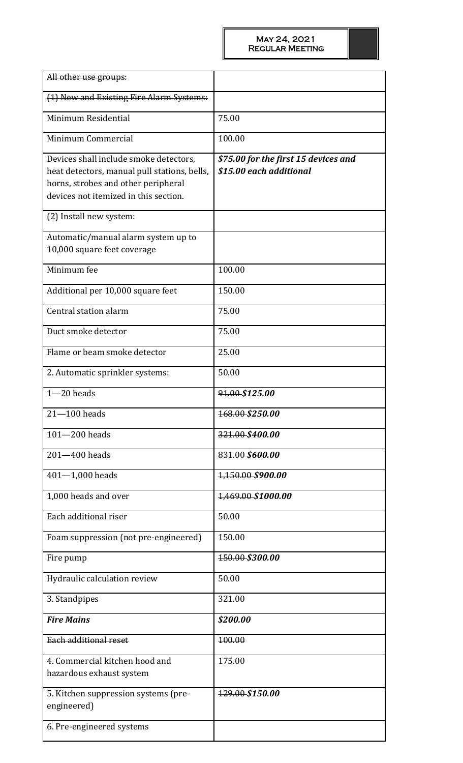| ~~All other use groups:~~ | |
|---|---|
| ~~(1) New and Existing Fire Alarm Systems:~~ | |
| Minimum Residential | 75.00 |
| Minimum Commercial | 100.00 |
| Devices shall include smoke detectors, heat detectors, manual pull stations, bells, horns, strobes and other peripheral devices not itemized in this section. | ***$75.00 for the first 15 devices and $15.00 each additional*** |
| (2) Install new system: | |
| Automatic/manual alarm system up to 10,000 square feet coverage | |
| Minimum fee | 100.00 |
| Additional per 10,000 square feet | 150.00 |
| Central station alarm | 75.00 |
| Duct smoke detector | 75.00 |
| Flame or beam smoke detector | 25.00 |
| 2. Automatic sprinkler systems: | 50.00 |
| 1—20 heads | ~~91.00~~ ***$125.00*** |
| 21—100 heads | ~~168.00~~ ***$250.00*** |
| 101—200 heads | ~~321.00~~ ***$400.00*** |
| 201—400 heads | ~~831.00~~ ***$600.00*** |
| 401—1,000 heads | ~~1,150.00~~ ***$900.00*** |
| 1,000 heads and over | ~~1,469.00~~ ***$1000.00*** |
| Each additional riser | 50.00 |
| Foam suppression (not pre-engineered) | 150.00 |
| Fire pump | ~~150.00~~ ***$300.00*** |
| Hydraulic calculation review | 50.00 |
| 3. Standpipes | 321.00 |
| ***Fire Mains*** | ***$200.00*** |
| ~~Each additional reset~~ | ~~100.00~~ |
| 4. Commercial kitchen hood and hazardous exhaust system | 175.00 |
| 5. Kitchen suppression systems (pre-engineered) | ~~129.00~~ ***$150.00*** |
| 6. Pre-engineered systems | |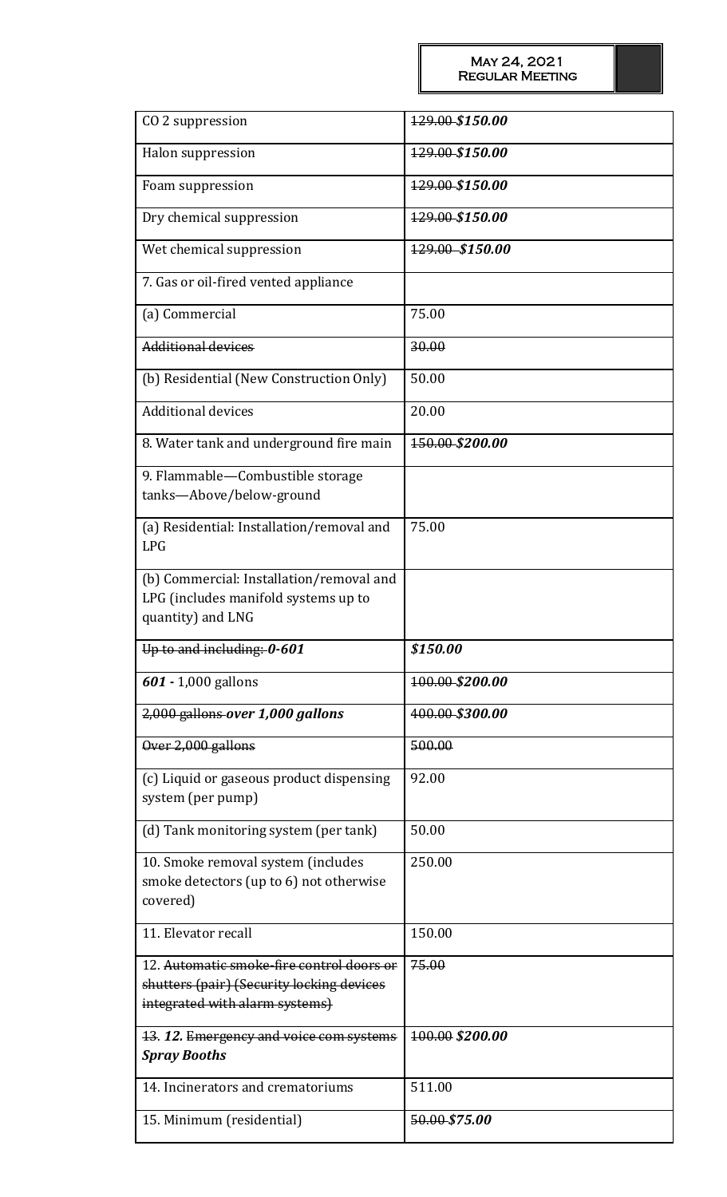| CO 2 suppression | ~~129.00~~ ***$150.00*** |
|---|---|
| Halon suppression | ~~129.00~~ ***$150.00*** |
| Foam suppression | ~~129.00~~ ***$150.00*** |
| Dry chemical suppression | ~~129.00~~ ***$150.00*** |
| Wet chemical suppression | ~~129.00~~ ***$150.00*** |
| 7. Gas or oil-fired vented appliance | |
| (a) Commercial | 75.00 |
| ~~Additional devices~~ | ~~30.00~~ |
| (b) Residential (New Construction Only) | 50.00 |
| Additional devices | 20.00 |
| 8. Water tank and underground fire main | ~~150.00~~ ***$200.00*** |
| 9. Flammable—Combustible storage tanks—Above/below-ground | |
| (a) Residential: Installation/removal and LPG | 75.00 |
| (b) Commercial: Installation/removal and LPG (includes manifold systems up to quantity) and LNG | |
| ~~Up to and including:~~ ***0-601*** | ***$150.00*** |
| ***601 -*** 1,000 gallons | ~~100.00~~ ***$200.00*** |
| ~~2,000 gallons~~ ***over 1,000 gallons*** | ~~400.00~~ ***$300.00*** |
| ~~Over 2,000 gallons~~ | ~~500.00~~ |
| (c) Liquid or gaseous product dispensing system (per pump) | 92.00 |
| (d) Tank monitoring system (per tank) | 50.00 |
| 10. Smoke removal system (includes smoke detectors (up to 6) not otherwise covered) | 250.00 |
| 11. Elevator recall | 150.00 |
| 12. ~~Automatic smoke-fire control doors or shutters (pair) (Security locking devices integrated with alarm systems)~~ | ~~75.00~~ |
| ~~13.~~ ***12.*** ~~Emergency and voice com systems~~ ***Spray Booths*** | ~~100.00~~ ***$200.00*** |
| 14. Incinerators and crematoriums | 511.00 |
| 15. Minimum (residential) | ~~50.00~~ ***$75.00*** |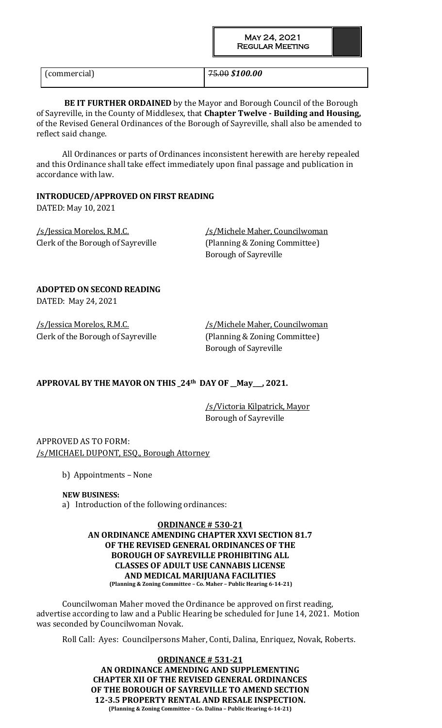| (commercial) | ~~75.00~~ ***$100.00*** |
|---|---|

**BE IT FURTHER ORDAINED** by the Mayor and Borough Council of the Borough of Sayreville, in the County of Middlesex, that **Chapter Twelve - Building and Housing,** of the Revised General Ordinances of the Borough of Sayreville, shall also be amended to reflect said change.

All Ordinances or parts of Ordinances inconsistent herewith are hereby repealed and this Ordinance shall take effect immediately upon final passage and publication in accordance with law.

**INTRODUCED/APPROVED ON FIRST READING**
DATED: May 10, 2021

/s/Jessica Morelos, R.M.C.
Clerk of the Borough of Sayreville

/s/Michele Maher, Councilwoman
(Planning & Zoning Committee)
Borough of Sayreville

**ADOPTED ON SECOND READING**
DATED: May 24, 2021

/s/Jessica Morelos, R.M.C.
Clerk of the Borough of Sayreville

/s/Michele Maher, Councilwoman
(Planning & Zoning Committee)
Borough of Sayreville

**APPROVAL BY THE MAYOR ON THIS _24th DAY OF __May__, 2021.**

/s/Victoria Kilpatrick, Mayor
Borough of Sayreville

APPROVED AS TO FORM:
/s/MICHAEL DUPONT, ESQ., Borough Attorney

b) Appointments – None

**NEW BUSINESS:**

a) Introduction of the following ordinances:

**ORDINANCE # 530-21**
**AN ORDINANCE AMENDING CHAPTER XXVI SECTION 81.7 OF THE REVISED GENERAL ORDINANCES OF THE BOROUGH OF SAYREVILLE PROHIBITING ALL CLASSES OF ADULT USE CANNABIS LICENSE AND MEDICAL MARIJUANA FACILITIES**
**(Planning & Zoning Committee – Co. Maher – Public Hearing 6-14-21)**

Councilwoman Maher moved the Ordinance be approved on first reading, advertise according to law and a Public Hearing be scheduled for June 14, 2021. Motion was seconded by Councilwoman Novak.

Roll Call: Ayes: Councilpersons Maher, Conti, Dalina, Enriquez, Novak, Roberts.

**ORDINANCE # 531-21**
**AN ORDINANCE AMENDING AND SUPPLEMENTING CHAPTER XII OF THE REVISED GENERAL ORDINANCES OF THE BOROUGH OF SAYREVILLE TO AMEND SECTION 12-3.5 PROPERTY RENTAL AND RESALE INSPECTION.**
**(Planning & Zoning Committee – Co. Dalina – Public Hearing 6-14-21)**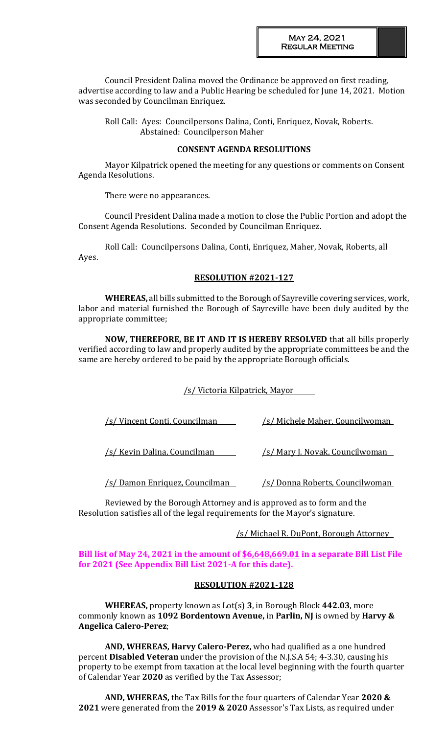Council President Dalina moved the Ordinance be approved on first reading, advertise according to law and a Public Hearing be scheduled for June 14, 2021. Motion was seconded by Councilman Enriquez.

Roll Call: Ayes: Councilpersons Dalina, Conti, Enriquez, Novak, Roberts.
Abstained: Councilperson Maher

## CONSENT AGENDA RESOLUTIONS

Mayor Kilpatrick opened the meeting for any questions or comments on Consent Agenda Resolutions.

There were no appearances.

Council President Dalina made a motion to close the Public Portion and adopt the Consent Agenda Resolutions. Seconded by Councilman Enriquez.

Roll Call: Councilpersons Dalina, Conti, Enriquez, Maher, Novak, Roberts, all Ayes.

## RESOLUTION #2021-127

**WHEREAS,** all bills submitted to the Borough of Sayreville covering services, work, labor and material furnished the Borough of Sayreville have been duly audited by the appropriate committee;

**NOW, THEREFORE, BE IT AND IT IS HEREBY RESOLVED** that all bills properly verified according to law and properly audited by the appropriate committees be and the same are hereby ordered to be paid by the appropriate Borough officials.

/s/ Victoria Kilpatrick, Mayor

/s/ Vincent Conti, Councilman | /s/ Michele Maher, Councilwoman

/s/ Kevin Dalina, Councilman | /s/ Mary J. Novak, Councilwoman

/s/ Damon Enriquez, Councilman | /s/ Donna Roberts, Councilwoman

Reviewed by the Borough Attorney and is approved as to form and the Resolution satisfies all of the legal requirements for the Mayor's signature.

/s/ Michael R. DuPont, Borough Attorney

**Bill list of May 24, 2021 in the amount of $6,648,669.01 in a separate Bill List File for 2021 (See Appendix Bill List 2021-A for this date).**

## RESOLUTION #2021-128

**WHEREAS,** property known as Lot(s) **3**, in Borough Block **442.03**, more commonly known as **1092 Bordentown Avenue,** in **Parlin, NJ** is owned by **Harvy & Angelica Calero-Perez**;

**AND, WHEREAS, Harvy Calero-Perez,** who had qualified as a one hundred percent **Disabled Veteran** under the provision of the N.J.S.A 54; 4-3.30, causing his property to be exempt from taxation at the local level beginning with the fourth quarter of Calendar Year **2020** as verified by the Tax Assessor;

**AND, WHEREAS,** the Tax Bills for the four quarters of Calendar Year **2020 & 2021** were generated from the **2019 & 2020** Assessor's Tax Lists, as required under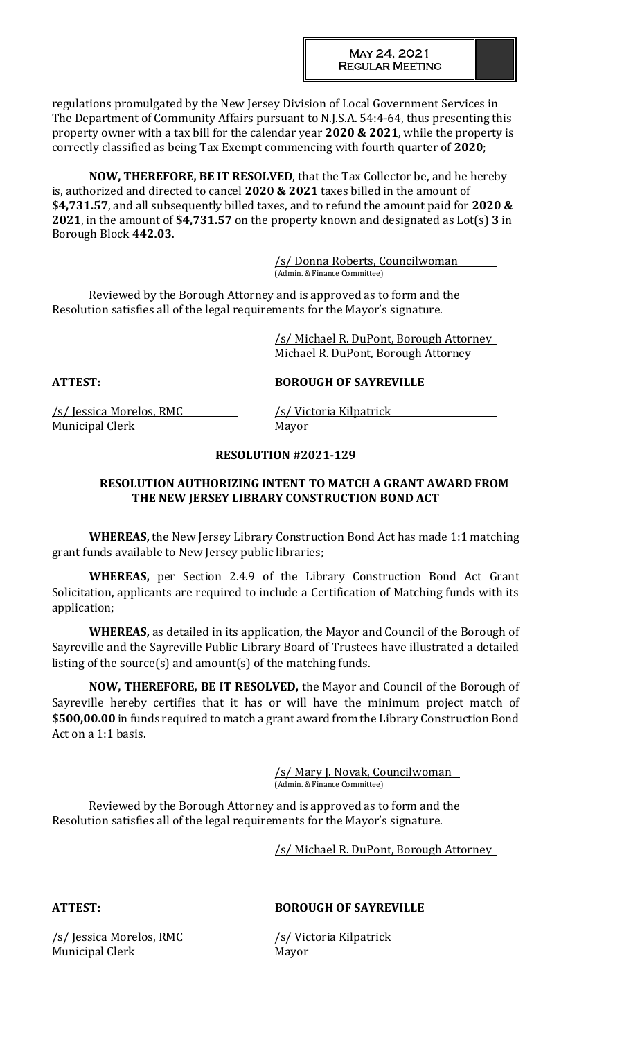regulations promulgated by the New Jersey Division of Local Government Services in The Department of Community Affairs pursuant to N.J.S.A. 54:4-64, thus presenting this property owner with a tax bill for the calendar year **2020 & 2021**, while the property is correctly classified as being Tax Exempt commencing with fourth quarter of **2020**;

**NOW, THEREFORE, BE IT RESOLVED**, that the Tax Collector be, and he hereby is, authorized and directed to cancel **2020 & 2021** taxes billed in the amount of **$4,731.57**, and all subsequently billed taxes, and to refund the amount paid for **2020 & 2021**, in the amount of **$4,731.57** on the property known and designated as Lot(s) **3** in Borough Block **442.03**.

/s/ Donna Roberts, Councilwoman
(Admin. & Finance Committee)

Reviewed by the Borough Attorney and is approved as to form and the Resolution satisfies all of the legal requirements for the Mayor's signature.

/s/ Michael R. DuPont, Borough Attorney
Michael R. DuPont, Borough Attorney

**ATTEST:** **BOROUGH OF SAYREVILLE**

/s/ Jessica Morelos, RMC
Municipal Clerk

/s/ Victoria Kilpatrick
Mayor

## RESOLUTION #2021-129

### RESOLUTION AUTHORIZING INTENT TO MATCH A GRANT AWARD FROM THE NEW JERSEY LIBRARY CONSTRUCTION BOND ACT

**WHEREAS,** the New Jersey Library Construction Bond Act has made 1:1 matching grant funds available to New Jersey public libraries;

**WHEREAS,** per Section 2.4.9 of the Library Construction Bond Act Grant Solicitation, applicants are required to include a Certification of Matching funds with its application;

**WHEREAS,** as detailed in its application, the Mayor and Council of the Borough of Sayreville and the Sayreville Public Library Board of Trustees have illustrated a detailed listing of the source(s) and amount(s) of the matching funds.

**NOW, THEREFORE, BE IT RESOLVED,** the Mayor and Council of the Borough of Sayreville hereby certifies that it has or will have the minimum project match of **$500,00.00** in funds required to match a grant award from the Library Construction Bond Act on a 1:1 basis.

/s/ Mary J. Novak, Councilwoman
(Admin. & Finance Committee)

Reviewed by the Borough Attorney and is approved as to form and the Resolution satisfies all of the legal requirements for the Mayor's signature.

/s/ Michael R. DuPont, Borough Attorney

**ATTEST:** **BOROUGH OF SAYREVILLE**

/s/ Jessica Morelos, RMC
Municipal Clerk

/s/ Victoria Kilpatrick
Mayor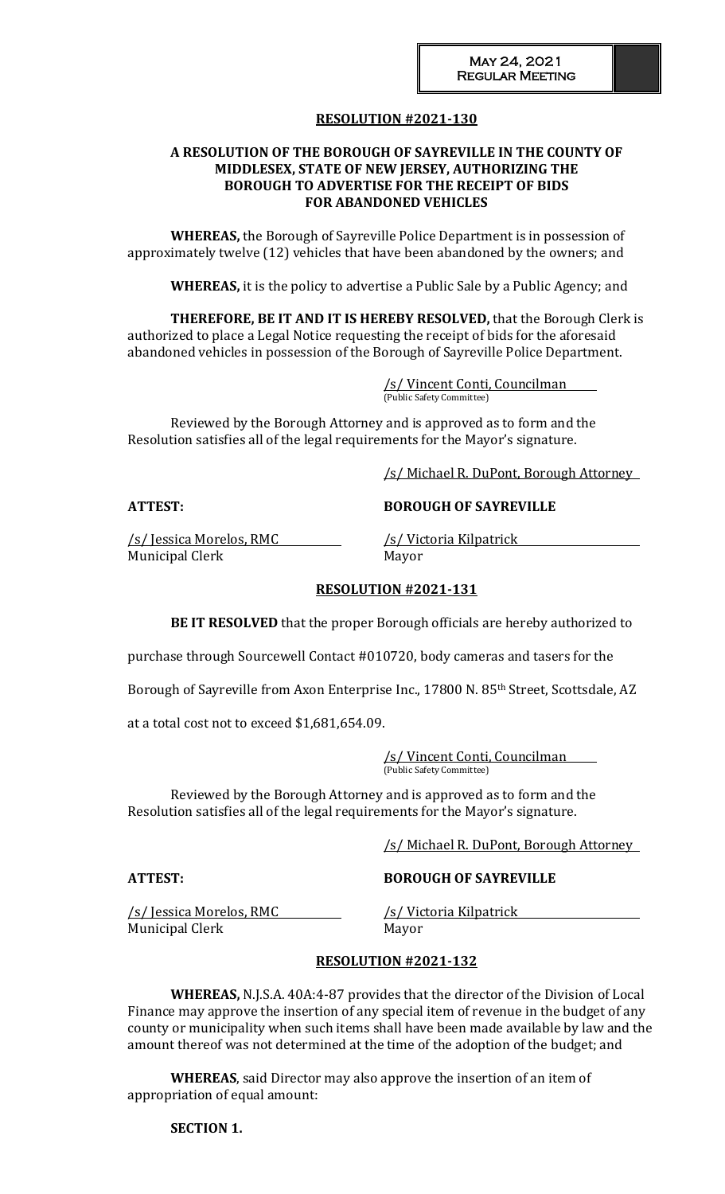## RESOLUTION #2021-130

**A RESOLUTION OF THE BOROUGH OF SAYREVILLE IN THE COUNTY OF MIDDLESEX, STATE OF NEW JERSEY, AUTHORIZING THE BOROUGH TO ADVERTISE FOR THE RECEIPT OF BIDS FOR ABANDONED VEHICLES**

**WHEREAS,** the Borough of Sayreville Police Department is in possession of approximately twelve (12) vehicles that have been abandoned by the owners; and

**WHEREAS,** it is the policy to advertise a Public Sale by a Public Agency; and

**THEREFORE, BE IT AND IT IS HEREBY RESOLVED,** that the Borough Clerk is authorized to place a Legal Notice requesting the receipt of bids for the aforesaid abandoned vehicles in possession of the Borough of Sayreville Police Department.

/s/ Vincent Conti, Councilman
(Public Safety Committee)

Reviewed by the Borough Attorney and is approved as to form and the Resolution satisfies all of the legal requirements for the Mayor's signature.

/s/ Michael R. DuPont, Borough Attorney

**ATTEST:** **BOROUGH OF SAYREVILLE**

/s/ Jessica Morelos, RMC
Municipal Clerk

/s/ Victoria Kilpatrick
Mayor

## RESOLUTION #2021-131

**BE IT RESOLVED** that the proper Borough officials are hereby authorized to purchase through Sourcewell Contact #010720, body cameras and tasers for the Borough of Sayreville from Axon Enterprise Inc., 17800 N. 85th Street, Scottsdale, AZ at a total cost not to exceed $1,681,654.09.

/s/ Vincent Conti, Councilman
(Public Safety Committee)

Reviewed by the Borough Attorney and is approved as to form and the Resolution satisfies all of the legal requirements for the Mayor's signature.

/s/ Michael R. DuPont, Borough Attorney

**ATTEST:** **BOROUGH OF SAYREVILLE**

/s/ Jessica Morelos, RMC
Municipal Clerk

/s/ Victoria Kilpatrick
Mayor

## RESOLUTION #2021-132

**WHEREAS,** N.J.S.A. 40A:4-87 provides that the director of the Division of Local Finance may approve the insertion of any special item of revenue in the budget of any county or municipality when such items shall have been made available by law and the amount thereof was not determined at the time of the adoption of the budget; and

**WHEREAS**, said Director may also approve the insertion of an item of appropriation of equal amount:

**SECTION 1.**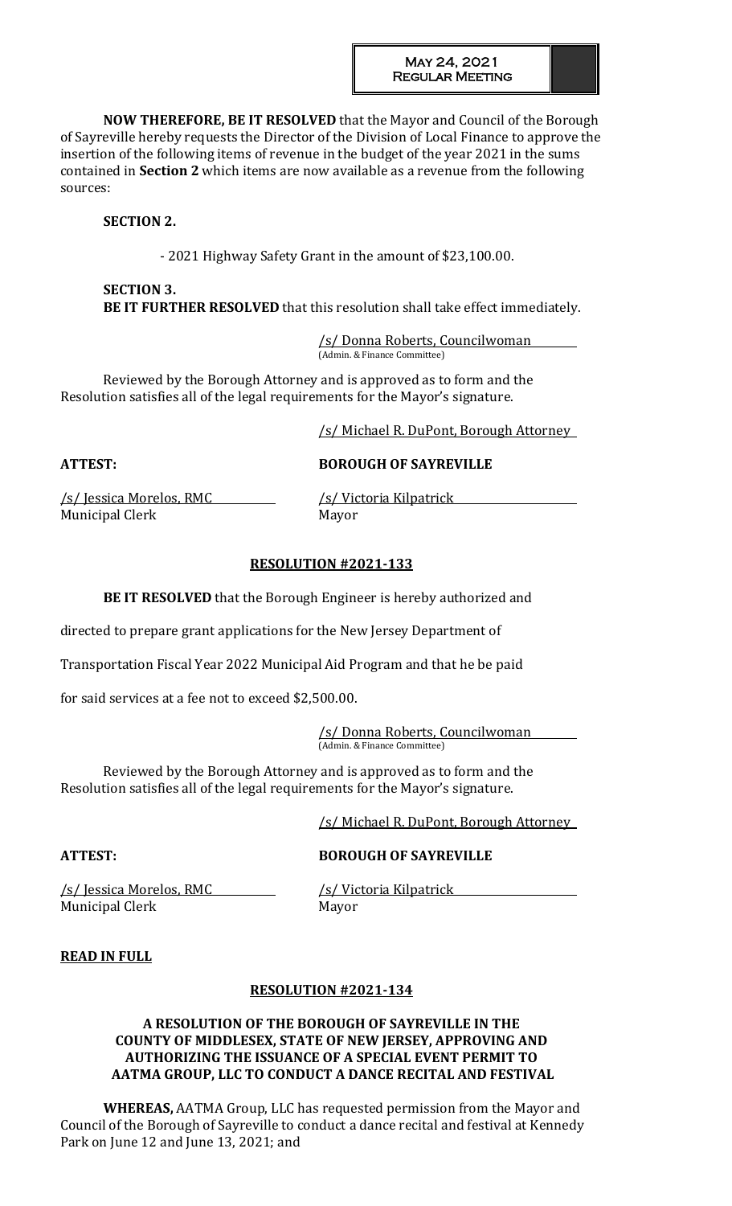**NOW THEREFORE, BE IT RESOLVED** that the Mayor and Council of the Borough of Sayreville hereby requests the Director of the Division of Local Finance to approve the insertion of the following items of revenue in the budget of the year 2021 in the sums contained in **Section 2** which items are now available as a revenue from the following sources:

**SECTION 2.**

- 2021 Highway Safety Grant in the amount of $23,100.00.

**SECTION 3.**
**BE IT FURTHER RESOLVED** that this resolution shall take effect immediately.

/s/ Donna Roberts, Councilwoman
(Admin. & Finance Committee)

Reviewed by the Borough Attorney and is approved as to form and the Resolution satisfies all of the legal requirements for the Mayor's signature.

/s/ Michael R. DuPont, Borough Attorney

**ATTEST:** **BOROUGH OF SAYREVILLE**

/s/ Jessica Morelos, RMC
Municipal Clerk

/s/ Victoria Kilpatrick
Mayor

## RESOLUTION #2021-133

**BE IT RESOLVED** that the Borough Engineer is hereby authorized and directed to prepare grant applications for the New Jersey Department of Transportation Fiscal Year 2022 Municipal Aid Program and that he be paid for said services at a fee not to exceed $2,500.00.

/s/ Donna Roberts, Councilwoman
(Admin. & Finance Committee)

Reviewed by the Borough Attorney and is approved as to form and the Resolution satisfies all of the legal requirements for the Mayor's signature.

/s/ Michael R. DuPont, Borough Attorney

**ATTEST:** **BOROUGH OF SAYREVILLE**

/s/ Jessica Morelos, RMC
Municipal Clerk

/s/ Victoria Kilpatrick
Mayor

**READ IN FULL**

## RESOLUTION #2021-134

### A RESOLUTION OF THE BOROUGH OF SAYREVILLE IN THE COUNTY OF MIDDLESEX, STATE OF NEW JERSEY, APPROVING AND AUTHORIZING THE ISSUANCE OF A SPECIAL EVENT PERMIT TO AATMA GROUP, LLC TO CONDUCT A DANCE RECITAL AND FESTIVAL

**WHEREAS,** AATMA Group, LLC has requested permission from the Mayor and Council of the Borough of Sayreville to conduct a dance recital and festival at Kennedy Park on June 12 and June 13, 2021; and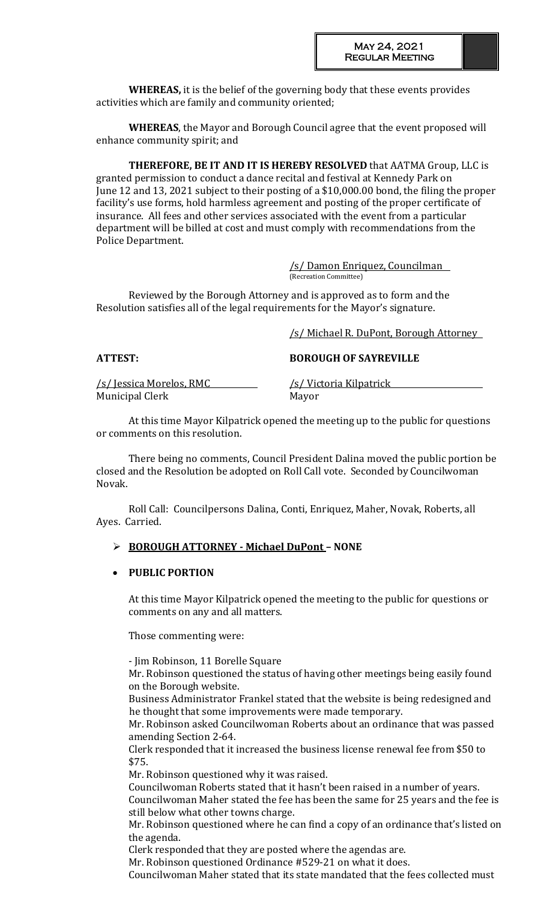**WHEREAS,** it is the belief of the governing body that these events provides activities which are family and community oriented;

**WHEREAS**, the Mayor and Borough Council agree that the event proposed will enhance community spirit; and

**THEREFORE, BE IT AND IT IS HEREBY RESOLVED** that AATMA Group, LLC is granted permission to conduct a dance recital and festival at Kennedy Park on June 12 and 13, 2021 subject to their posting of a $10,000.00 bond, the filing the proper facility's use forms, hold harmless agreement and posting of the proper certificate of insurance. All fees and other services associated with the event from a particular department will be billed at cost and must comply with recommendations from the Police Department.

/s/ Damon Enriquez, Councilman
(Recreation Committee)

Reviewed by the Borough Attorney and is approved as to form and the Resolution satisfies all of the legal requirements for the Mayor's signature.

/s/ Michael R. DuPont, Borough Attorney

**ATTEST:** **BOROUGH OF SAYREVILLE**

/s/ Jessica Morelos, RMC
Municipal Clerk

/s/ Victoria Kilpatrick
Mayor

At this time Mayor Kilpatrick opened the meeting up to the public for questions or comments on this resolution.

There being no comments, Council President Dalina moved the public portion be closed and the Resolution be adopted on Roll Call vote. Seconded by Councilwoman Novak.

Roll Call: Councilpersons Dalina, Conti, Enriquez, Maher, Novak, Roberts, all Ayes. Carried.

- **BOROUGH ATTORNEY - Michael DuPont – NONE**

- **PUBLIC PORTION**

At this time Mayor Kilpatrick opened the meeting to the public for questions or comments on any and all matters.

Those commenting were:

- Jim Robinson, 11 Borelle Square

Mr. Robinson questioned the status of having other meetings being easily found on the Borough website.

Business Administrator Frankel stated that the website is being redesigned and he thought that some improvements were made temporary.

Mr. Robinson asked Councilwoman Roberts about an ordinance that was passed amending Section 2-64.

Clerk responded that it increased the business license renewal fee from $50 to $75.

Mr. Robinson questioned why it was raised.

Councilwoman Roberts stated that it hasn't been raised in a number of years.

Councilwoman Maher stated the fee has been the same for 25 years and the fee is still below what other towns charge.

Mr. Robinson questioned where he can find a copy of an ordinance that's listed on the agenda.

Clerk responded that they are posted where the agendas are.

Mr. Robinson questioned Ordinance #529-21 on what it does.

Councilwoman Maher stated that its state mandated that the fees collected must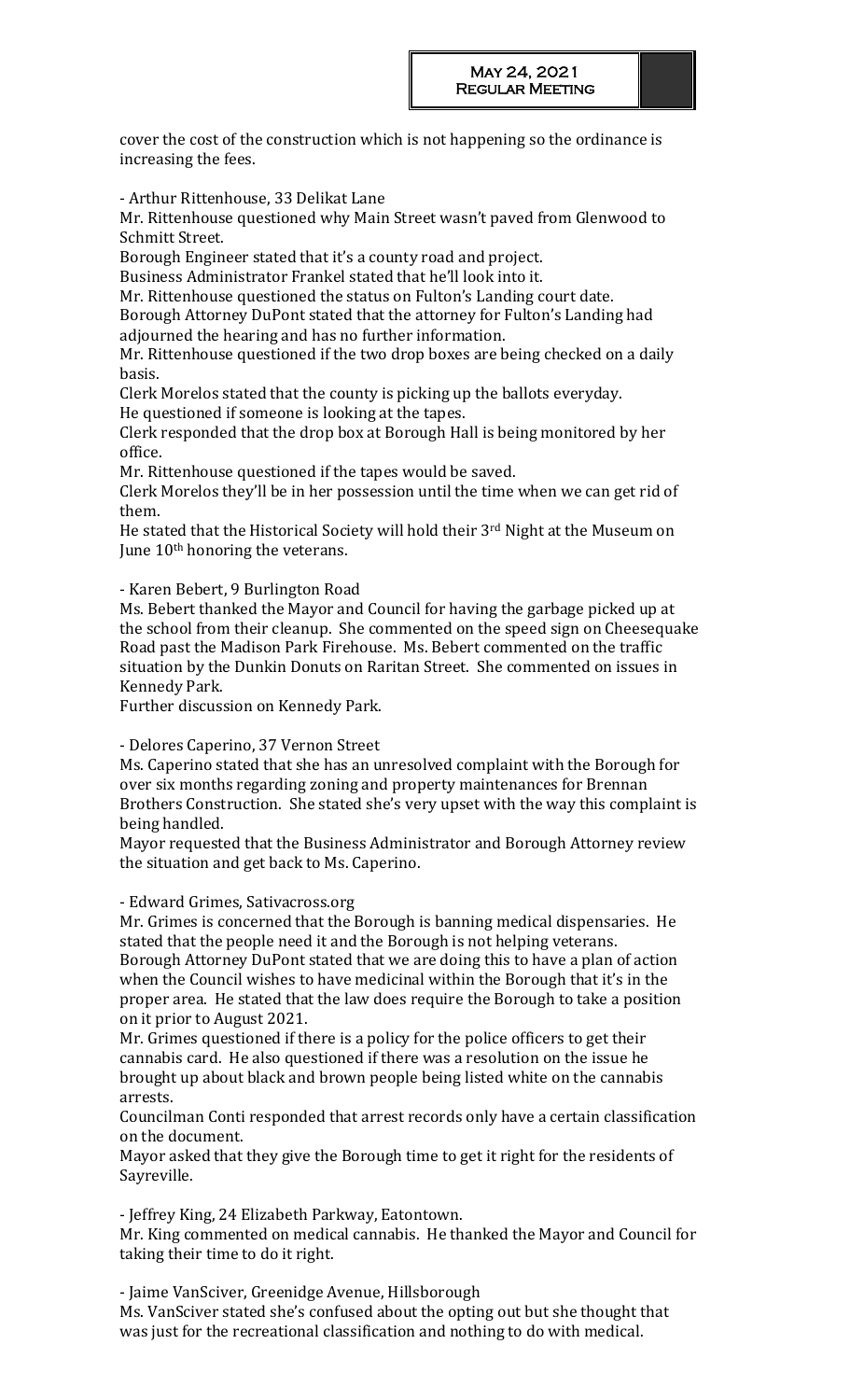cover the cost of the construction which is not happening so the ordinance is increasing the fees.

- Arthur Rittenhouse, 33 Delikat Lane

Mr. Rittenhouse questioned why Main Street wasn't paved from Glenwood to Schmitt Street.
Borough Engineer stated that it's a county road and project.
Business Administrator Frankel stated that he'll look into it.
Mr. Rittenhouse questioned the status on Fulton's Landing court date.
Borough Attorney DuPont stated that the attorney for Fulton's Landing had adjourned the hearing and has no further information.
Mr. Rittenhouse questioned if the two drop boxes are being checked on a daily basis.
Clerk Morelos stated that the county is picking up the ballots everyday.
He questioned if someone is looking at the tapes.
Clerk responded that the drop box at Borough Hall is being monitored by her office.
Mr. Rittenhouse questioned if the tapes would be saved.
Clerk Morelos they'll be in her possession until the time when we can get rid of them.
He stated that the Historical Society will hold their 3rd Night at the Museum on June 10th honoring the veterans.

- Karen Bebert, 9 Burlington Road

Ms. Bebert thanked the Mayor and Council for having the garbage picked up at the school from their cleanup. She commented on the speed sign on Cheesequake Road past the Madison Park Firehouse. Ms. Bebert commented on the traffic situation by the Dunkin Donuts on Raritan Street. She commented on issues in Kennedy Park.
Further discussion on Kennedy Park.

- Delores Caperino, 37 Vernon Street

Ms. Caperino stated that she has an unresolved complaint with the Borough for over six months regarding zoning and property maintenances for Brennan Brothers Construction. She stated she's very upset with the way this complaint is being handled.
Mayor requested that the Business Administrator and Borough Attorney review the situation and get back to Ms. Caperino.

- Edward Grimes, Sativacross.org

Mr. Grimes is concerned that the Borough is banning medical dispensaries. He stated that the people need it and the Borough is not helping veterans.
Borough Attorney DuPont stated that we are doing this to have a plan of action when the Council wishes to have medicinal within the Borough that it's in the proper area. He stated that the law does require the Borough to take a position on it prior to August 2021.
Mr. Grimes questioned if there is a policy for the police officers to get their cannabis card. He also questioned if there was a resolution on the issue he brought up about black and brown people being listed white on the cannabis arrests.
Councilman Conti responded that arrest records only have a certain classification on the document.
Mayor asked that they give the Borough time to get it right for the residents of Sayreville.

- Jeffrey King, 24 Elizabeth Parkway, Eatontown.

Mr. King commented on medical cannabis. He thanked the Mayor and Council for taking their time to do it right.

- Jaime VanSciver, Greenidge Avenue, Hillsborough

Ms. VanSciver stated she's confused about the opting out but she thought that was just for the recreational classification and nothing to do with medical.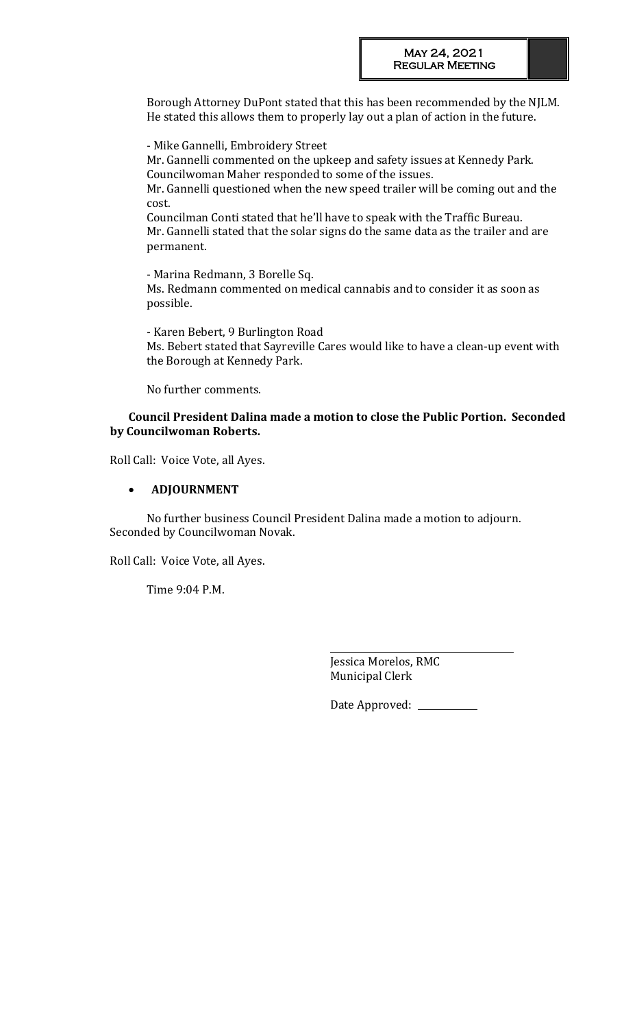Borough Attorney DuPont stated that this has been recommended by the NJLM. He stated this allows them to properly lay out a plan of action in the future.

- Mike Gannelli, Embroidery Street

Mr. Gannelli commented on the upkeep and safety issues at Kennedy Park. Councilwoman Maher responded to some of the issues.
Mr. Gannelli questioned when the new speed trailer will be coming out and the cost.
Councilman Conti stated that he'll have to speak with the Traffic Bureau.
Mr. Gannelli stated that the solar signs do the same data as the trailer and are permanent.

- Marina Redmann, 3 Borelle Sq.

Ms. Redmann commented on medical cannabis and to consider it as soon as possible.

- Karen Bebert, 9 Burlington Road

Ms. Bebert stated that Sayreville Cares would like to have a clean-up event with the Borough at Kennedy Park.

No further comments.

**Council President Dalina made a motion to close the Public Portion. Seconded by Councilwoman Roberts.**

Roll Call: Voice Vote, all Ayes.

- **ADJOURNMENT**

No further business Council President Dalina made a motion to adjourn. Seconded by Councilwoman Novak.

Roll Call: Voice Vote, all Ayes.

Time 9:04 P.M.

Jessica Morelos, RMC
Municipal Clerk

Date Approved: \_\_\_\_\_\_\_\_\_\_\_\_